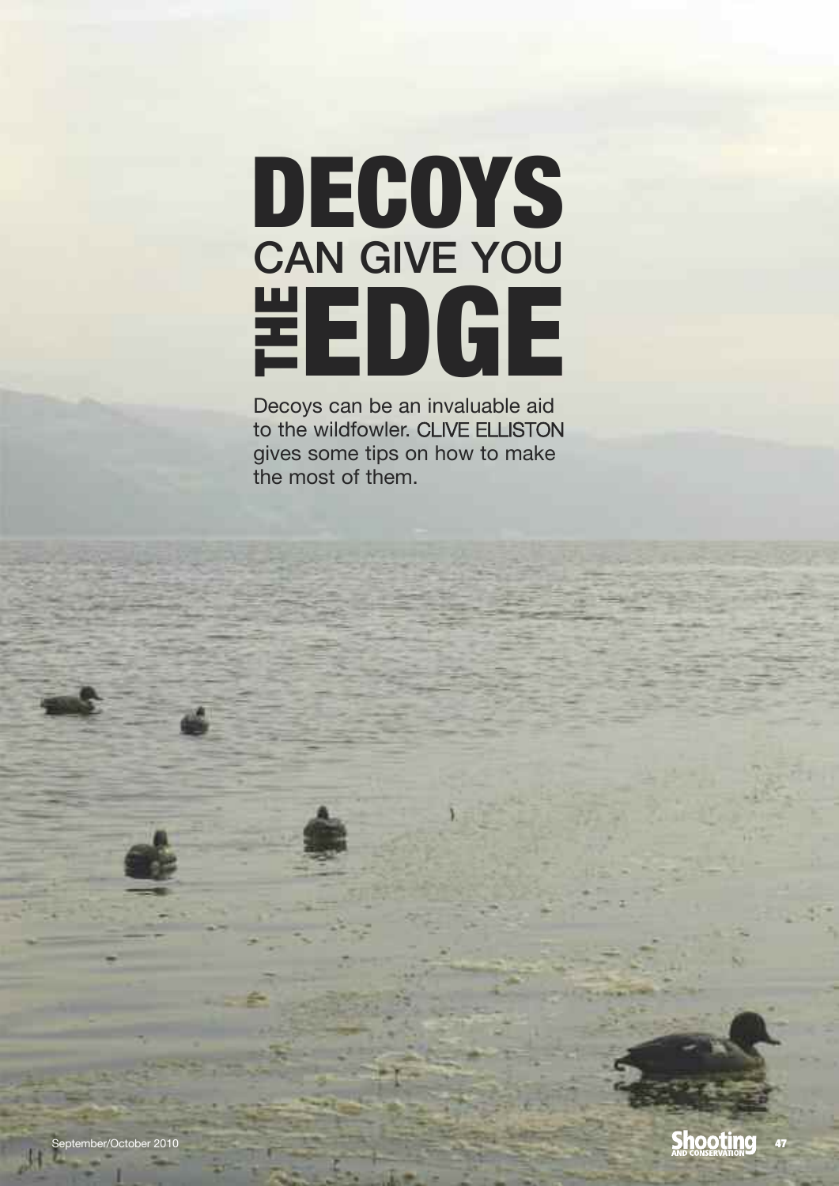# DECOYS CAN GIVE YOU THE EDGE

Decoys can be an invaluable aid to the wildfowler. CLIVE ELLISTON gives some tips on how to make the most of them.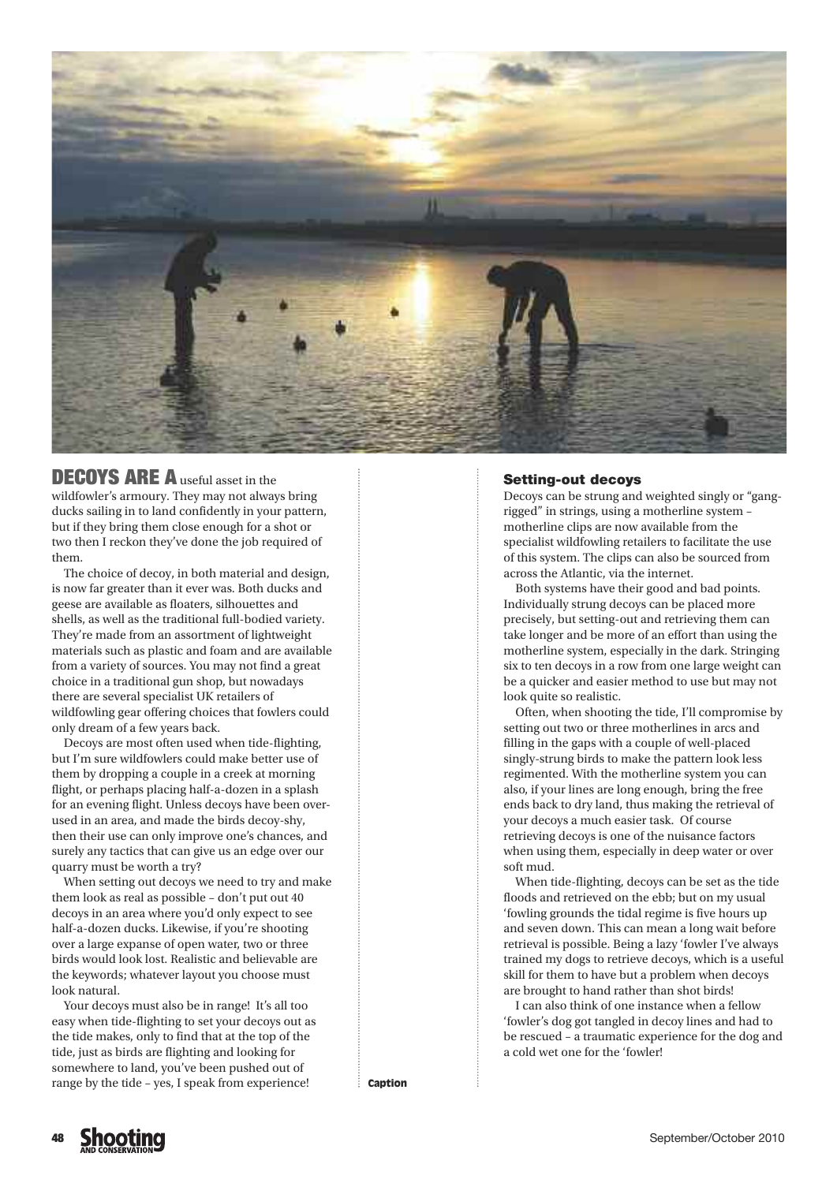**DECOYS ARE A** useful asset in the wildfowler's armoury. They may not always bring ducks sailing in to land confidently in your pattern, but if they bring them close enough for a shot or two then I reckon they've done the job required of them.

The choice of decoy, in both material and design, is now far greater than it ever was. Both ducks and geese are available as floaters, silhouettes and shells, as well as the traditional full-bodied variety. They're made from an assortment of lightweight materials such as plastic and foam and are available from a variety of sources. You may not find a great choice in a traditional gun shop, but nowadays there are several specialist UK retailers of wildfowling gear offering choices that fowlers could only dream of a few years back.

Decoys are most often used when tide-flighting, but I'm sure wildfowlers could make better use of them by dropping a couple in a creek at morning flight, or perhaps placing half-a-dozen in a splash for an evening flight. Unless decoys have been over-used in an area, and made the birds decoy-shy, then their use can only improve one's chances, and surely any tactics that can give us an edge over our quarry must be worth a try?

When setting out decoys we need to try and make them look as real as possible – don't put out 40 decoys in an area where you'd only expect to see half-a-dozen ducks. Likewise, if you're shooting over a large expanse of open water, two or three birds would look lost. Realistic and believable are the keywords; whatever layout you choose must look natural.

Your decoys must also be in range! It's all too easy when tide-flighting to set your decoys out as the tide makes, only to find that at the top of the tide, just as birds are flighting and looking for somewhere to land, you've been pushed out of range by the tide – yes, I speak from experience!

Caption

### Setting-out decoys

Decoys can be strung and weighted singly or "gang-rigged" in strings, using a motherline system – motherline clips are now available from the specialist wildfowling retailers to facilitate the use of this system. The clips can also be sourced from across the Atlantic, via the internet.

Both systems have their good and bad points. Individually strung decoys can be placed more precisely, but setting-out and retrieving them can take longer and be more of an effort than using the motherline system, especially in the dark. Stringing six to ten decoys in a row from one large weight can be a quicker and easier method to use but may not look quite so realistic.

Often, when shooting the tide, I'll compromise by setting out two or three motherlines in arcs and filling in the gaps with a couple of well-placed singly-strung birds to make the pattern look less regimented. With the motherline system you can also, if your lines are long enough, bring the free ends back to dry land, thus making the retrieval of your decoys a much easier task. Of course retrieving decoys is one of the nuisance factors when using them, especially in deep water or over soft mud.

When tide-flighting, decoys can be set as the tide floods and retrieved on the ebb; but on my usual 'fowling grounds the tidal regime is five hours up and seven down. This can mean a long wait before retrieval is possible. Being a lazy 'fowler I've always trained my dogs to retrieve decoys, which is a useful skill for them to have but a problem when decoys are brought to hand rather than shot birds!

I can also think of one instance when a fellow 'fowler's dog got tangled in decoy lines and had to be rescued – a traumatic experience for the dog and a cold wet one for the 'fowler!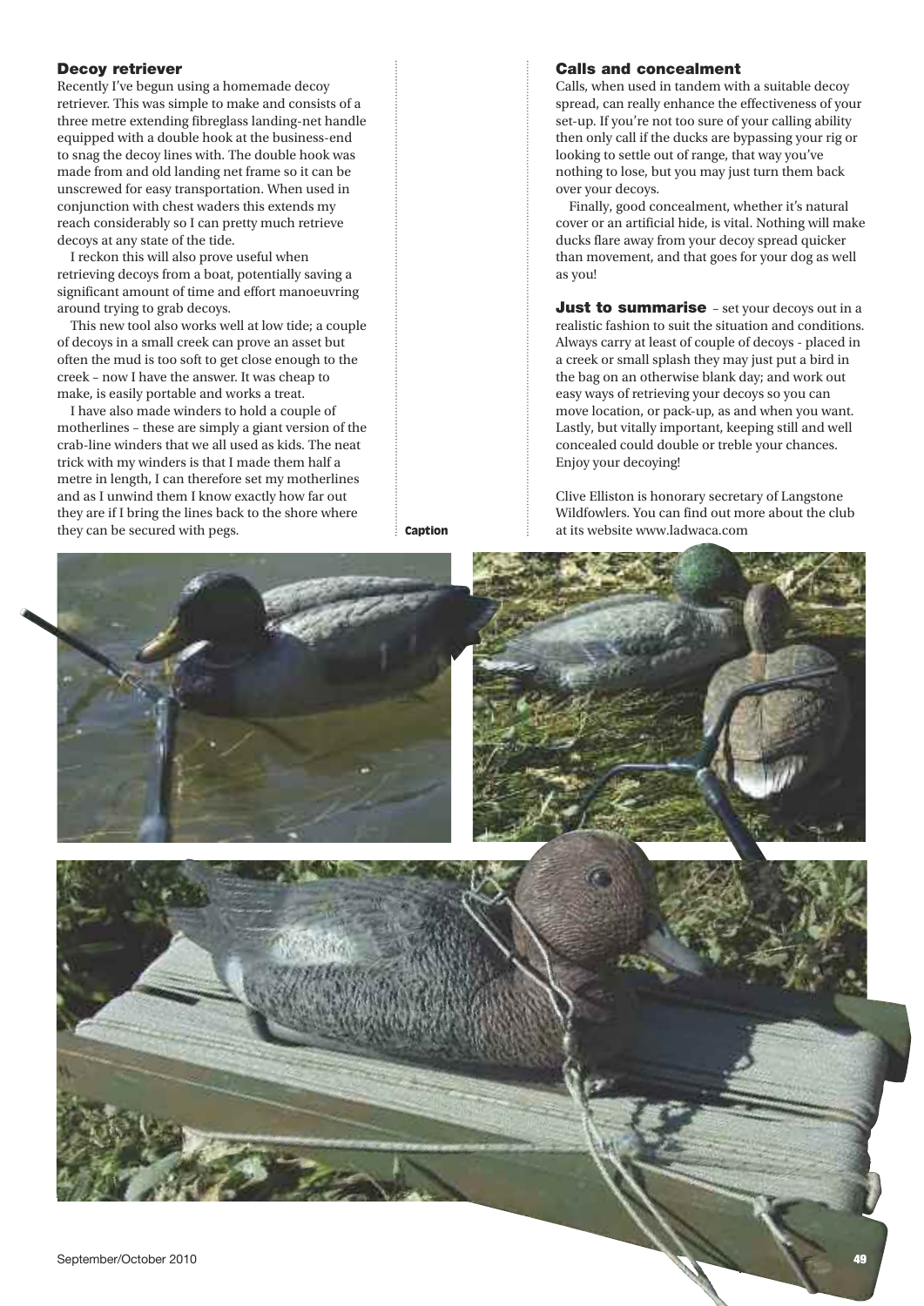### Decoy retriever

Recently I've begun using a homemade decoy retriever. This was simple to make and consists of a three metre extending fibreglass landing-net handle equipped with a double hook at the business-end to snag the decoy lines with. The double hook was made from and old landing net frame so it can be unscrewed for easy transportation. When used in conjunction with chest waders this extends my reach considerably so I can pretty much retrieve decoys at any state of the tide.

I reckon this will also prove useful when retrieving decoys from a boat, potentially saving a significant amount of time and effort manoeuvring around trying to grab decoys.

This new tool also works well at low tide; a couple of decoys in a small creek can prove an asset but often the mud is too soft to get close enough to the creek – now I have the answer. It was cheap to make, is easily portable and works a treat.

I have also made winders to hold a couple of motherlines – these are simply a giant version of the crab-line winders that we all used as kids. The neat trick with my winders is that I made them half a metre in length, I can therefore set my motherlines and as I unwind them I know exactly how far out they are if I bring the lines back to the shore where they can be secured with pegs.

**Caption**

### Calls and concealment

Calls, when used in tandem with a suitable decoy spread, can really enhance the effectiveness of your set-up. If you're not too sure of your calling ability then only call if the ducks are bypassing your rig or looking to settle out of range, that way you've nothing to lose, but you may just turn them back over your decoys.

Finally, good concealment, whether it's natural cover or an artificial hide, is vital. Nothing will make ducks flare away from your decoy spread quicker than movement, and that goes for your dog as well as you!

**Just to summarise** – set your decoys out in a realistic fashion to suit the situation and conditions. Always carry at least of couple of decoys - placed in a creek or small splash they may just put a bird in the bag on an otherwise blank day; and work out easy ways of retrieving your decoys so you can move location, or pack-up, as and when you want. Lastly, but vitally important, keeping still and well concealed could double or treble your chances. Enjoy your decoying!

Clive Elliston is honorary secretary of Langstone Wildfowlers. You can find out more about the club at its website www.ladwaca.com